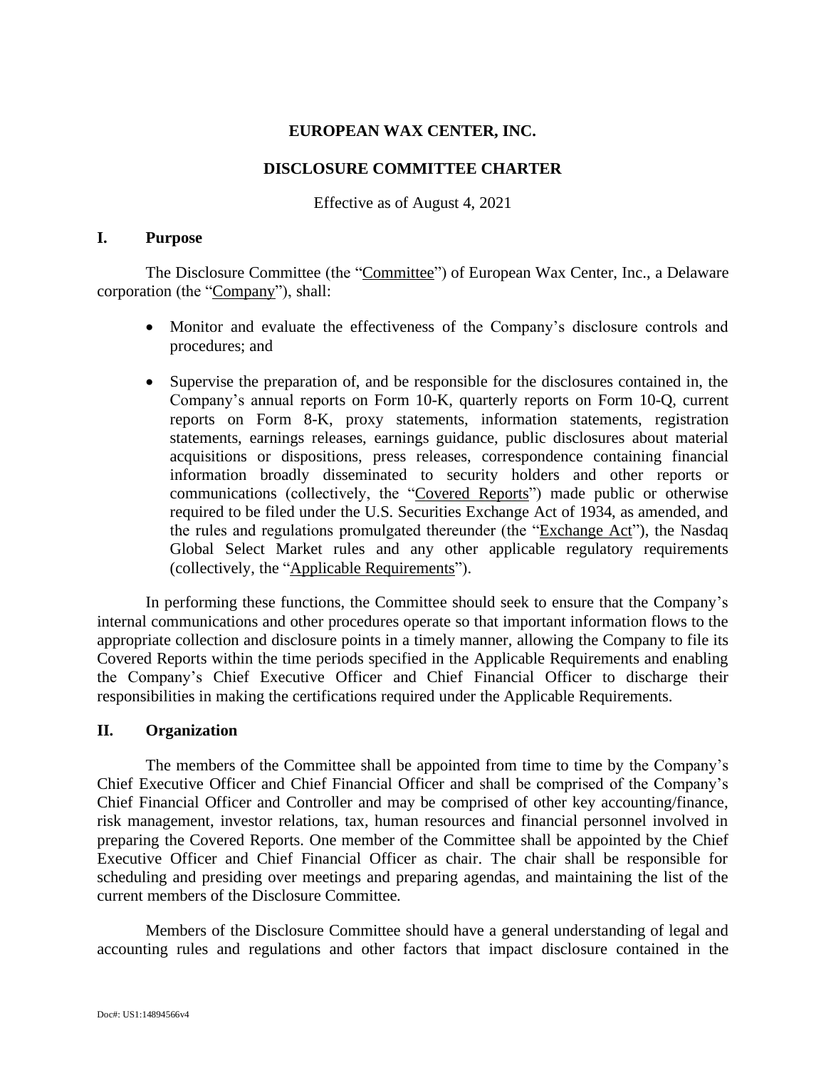# EUROPEAN WAX CENTER, INC.

## DISCLOSURE COMMITTEE CHARTER

Effective as of August 4, 2021

## I. Purpose

The Disclosure Committee (the "Committee") of European Wax Center, Inc., a Delaware corporation (the "Company"), shall:

- Monitor and evaluate the effectiveness of the Company's disclosure controls and procedures; and
- Supervise the preparation of, and be responsible for the disclosures contained in, the Company's annual reports on Form 10-K, quarterly reports on Form 10-Q, current reports on Form 8-K, proxy statements, information statements, registration statements, earnings releases, earnings guidance, public disclosures about material acquisitions or dispositions, press releases, correspondence containing financial information broadly disseminated to security holders and other reports or communications (collectively, the "Covered Reports") made public or otherwise required to be filed under the U.S. Securities Exchange Act of 1934, as amended, and the rules and regulations promulgated thereunder (the "Exchange Act"), the Nasdaq Global Select Market rules and any other applicable regulatory requirements (collectively, the "Applicable Requirements").

In performing these functions, the Committee should seek to ensure that the Company's internal communications and other procedures operate so that important information flows to the appropriate collection and disclosure points in a timely manner, allowing the Company to file its Covered Reports within the time periods specified in the Applicable Requirements and enabling the Company's Chief Executive Officer and Chief Financial Officer to discharge their responsibilities in making the certifications required under the Applicable Requirements.

## II. Organization

The members of the Committee shall be appointed from time to time by the Company's Chief Executive Officer and Chief Financial Officer and shall be comprised of the Company's Chief Financial Officer and Controller and may be comprised of other key accounting/finance, risk management, investor relations, tax, human resources and financial personnel involved in preparing the Covered Reports. One member of the Committee shall be appointed by the Chief Executive Officer and Chief Financial Officer as chair. The chair shall be responsible for scheduling and presiding over meetings and preparing agendas, and maintaining the list of the current members of the Disclosure Committee.

Members of the Disclosure Committee should have a general understanding of legal and accounting rules and regulations and other factors that impact disclosure contained in the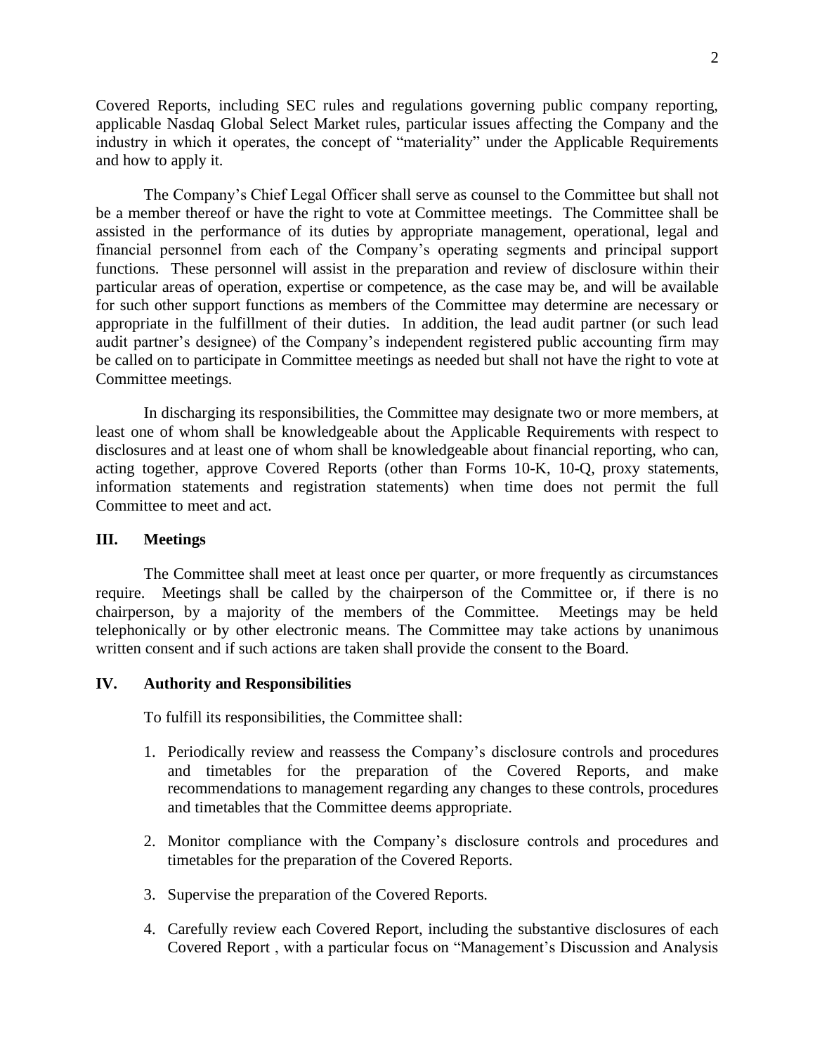Covered Reports, including SEC rules and regulations governing public company reporting, applicable Nasdaq Global Select Market rules, particular issues affecting the Company and the industry in which it operates, the concept of "materiality" under the Applicable Requirements and how to apply it.

The Company's Chief Legal Officer shall serve as counsel to the Committee but shall not be a member thereof or have the right to vote at Committee meetings. The Committee shall be assisted in the performance of its duties by appropriate management, operational, legal and financial personnel from each of the Company's operating segments and principal support functions. These personnel will assist in the preparation and review of disclosure within their particular areas of operation, expertise or competence, as the case may be, and will be available for such other support functions as members of the Committee may determine are necessary or appropriate in the fulfillment of their duties. In addition, the lead audit partner (or such lead audit partner's designee) of the Company's independent registered public accounting firm may be called on to participate in Committee meetings as needed but shall not have the right to vote at Committee meetings.

In discharging its responsibilities, the Committee may designate two or more members, at least one of whom shall be knowledgeable about the Applicable Requirements with respect to disclosures and at least one of whom shall be knowledgeable about financial reporting, who can, acting together, approve Covered Reports (other than Forms 10-K, 10-Q, proxy statements, information statements and registration statements) when time does not permit the full Committee to meet and act.

## III. Meetings

The Committee shall meet at least once per quarter, or more frequently as circumstances require. Meetings shall be called by the chairperson of the Committee or, if there is no chairperson, by a majority of the members of the Committee. Meetings may be held telephonically or by other electronic means. The Committee may take actions by unanimous written consent and if such actions are taken shall provide the consent to the Board.

## IV. Authority and Responsibilities

To fulfill its responsibilities, the Committee shall:

1. Periodically review and reassess the Company's disclosure controls and procedures and timetables for the preparation of the Covered Reports, and make recommendations to management regarding any changes to these controls, procedures and timetables that the Committee deems appropriate.
2. Monitor compliance with the Company's disclosure controls and procedures and timetables for the preparation of the Covered Reports.
3. Supervise the preparation of the Covered Reports.
4. Carefully review each Covered Report, including the substantive disclosures of each Covered Report , with a particular focus on "Management's Discussion and Analysis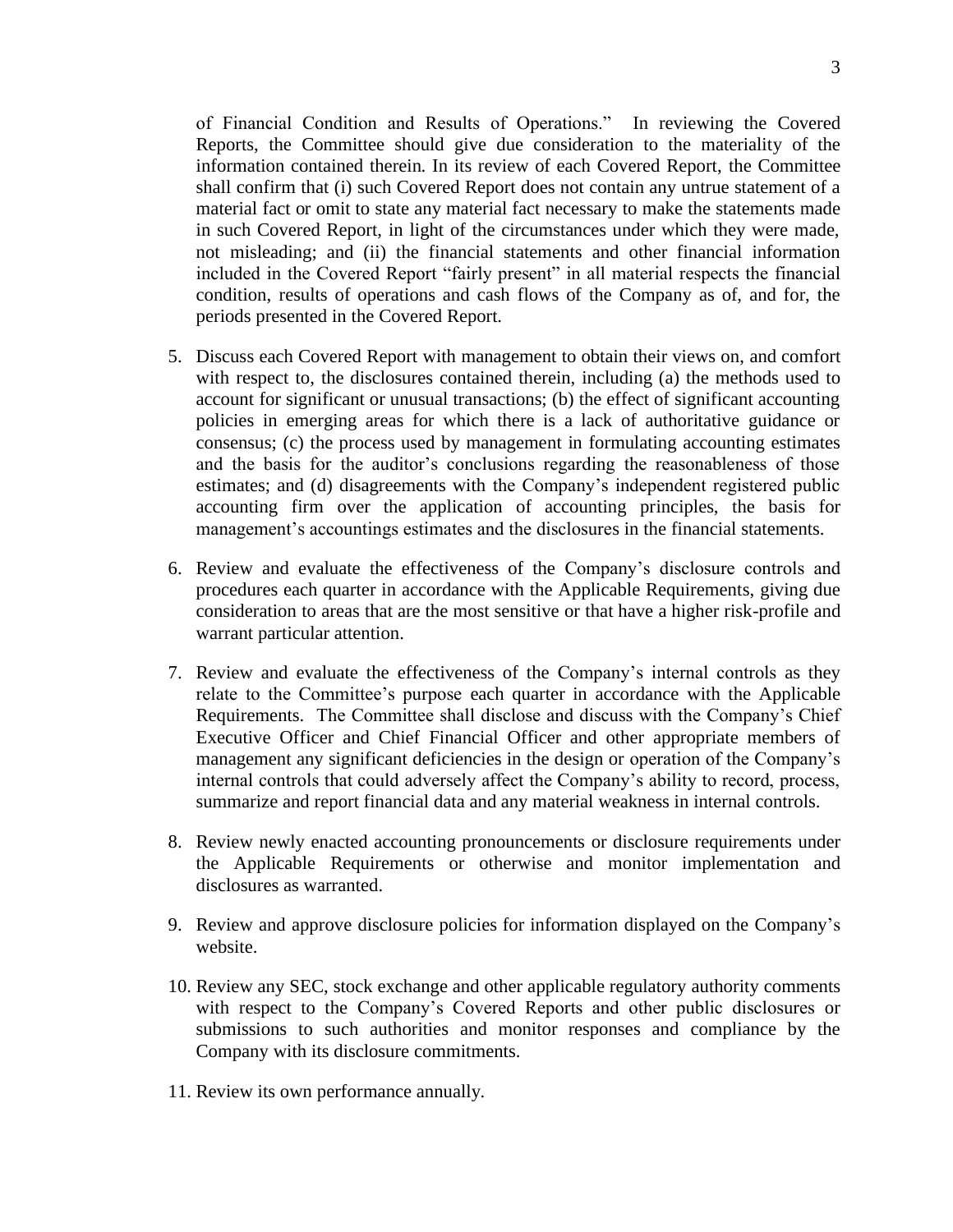of Financial Condition and Results of Operations." In reviewing the Covered Reports, the Committee should give due consideration to the materiality of the information contained therein. In its review of each Covered Report, the Committee shall confirm that (i) such Covered Report does not contain any untrue statement of a material fact or omit to state any material fact necessary to make the statements made in such Covered Report, in light of the circumstances under which they were made, not misleading; and (ii) the financial statements and other financial information included in the Covered Report "fairly present" in all material respects the financial condition, results of operations and cash flows of the Company as of, and for, the periods presented in the Covered Report.

5. Discuss each Covered Report with management to obtain their views on, and comfort with respect to, the disclosures contained therein, including (a) the methods used to account for significant or unusual transactions; (b) the effect of significant accounting policies in emerging areas for which there is a lack of authoritative guidance or consensus; (c) the process used by management in formulating accounting estimates and the basis for the auditor's conclusions regarding the reasonableness of those estimates; and (d) disagreements with the Company's independent registered public accounting firm over the application of accounting principles, the basis for management's accountings estimates and the disclosures in the financial statements.

6. Review and evaluate the effectiveness of the Company's disclosure controls and procedures each quarter in accordance with the Applicable Requirements, giving due consideration to areas that are the most sensitive or that have a higher risk-profile and warrant particular attention.

7. Review and evaluate the effectiveness of the Company's internal controls as they relate to the Committee's purpose each quarter in accordance with the Applicable Requirements. The Committee shall disclose and discuss with the Company's Chief Executive Officer and Chief Financial Officer and other appropriate members of management any significant deficiencies in the design or operation of the Company's internal controls that could adversely affect the Company's ability to record, process, summarize and report financial data and any material weakness in internal controls.

8. Review newly enacted accounting pronouncements or disclosure requirements under the Applicable Requirements or otherwise and monitor implementation and disclosures as warranted.

9. Review and approve disclosure policies for information displayed on the Company's website.

10. Review any SEC, stock exchange and other applicable regulatory authority comments with respect to the Company's Covered Reports and other public disclosures or submissions to such authorities and monitor responses and compliance by the Company with its disclosure commitments.

11. Review its own performance annually.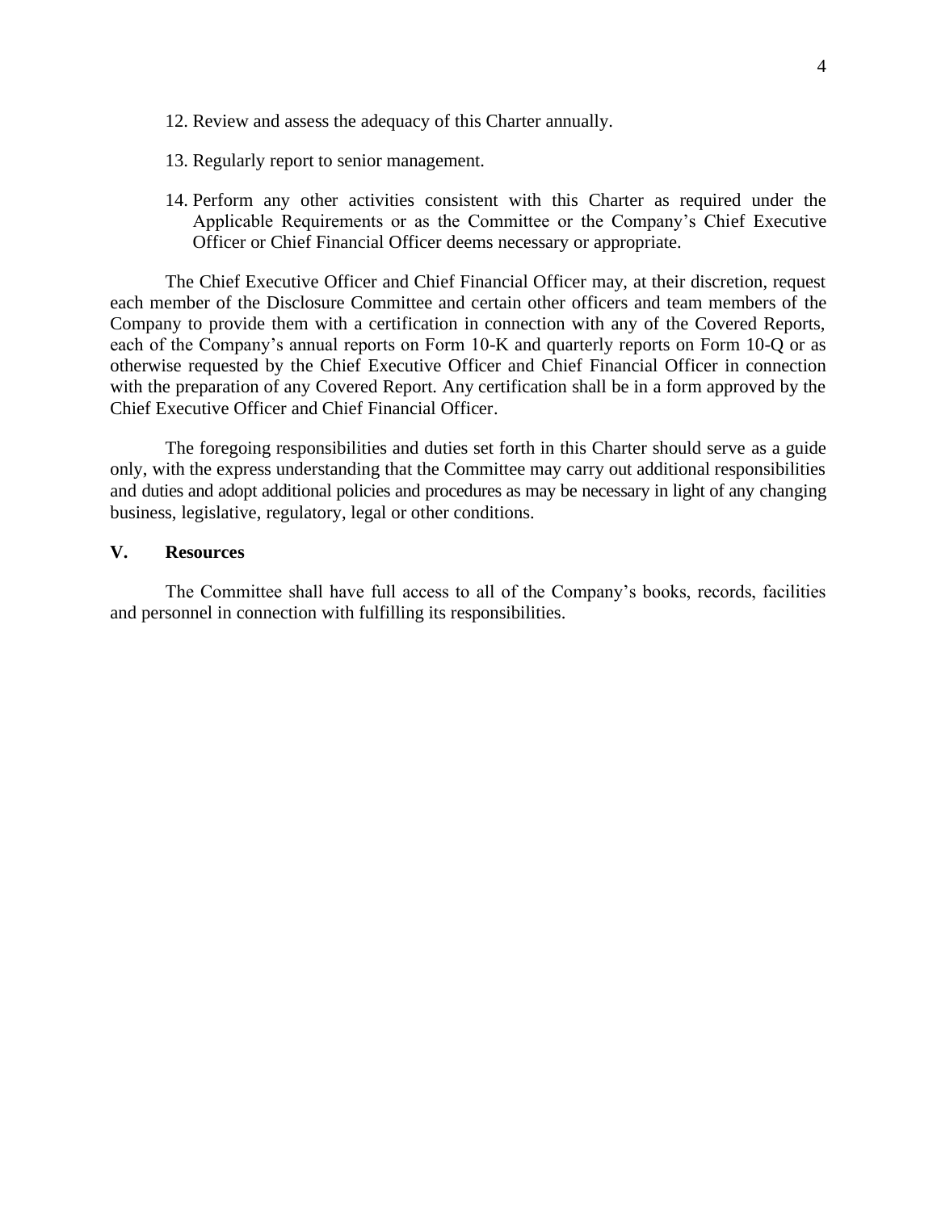12. Review and assess the adequacy of this Charter annually.

13. Regularly report to senior management.

14. Perform any other activities consistent with this Charter as required under the Applicable Requirements or as the Committee or the Company's Chief Executive Officer or Chief Financial Officer deems necessary or appropriate.

The Chief Executive Officer and Chief Financial Officer may, at their discretion, request each member of the Disclosure Committee and certain other officers and team members of the Company to provide them with a certification in connection with any of the Covered Reports, each of the Company's annual reports on Form 10-K and quarterly reports on Form 10-Q or as otherwise requested by the Chief Executive Officer and Chief Financial Officer in connection with the preparation of any Covered Report. Any certification shall be in a form approved by the Chief Executive Officer and Chief Financial Officer.

The foregoing responsibilities and duties set forth in this Charter should serve as a guide only, with the express understanding that the Committee may carry out additional responsibilities and duties and adopt additional policies and procedures as may be necessary in light of any changing business, legislative, regulatory, legal or other conditions.

## V. Resources

The Committee shall have full access to all of the Company's books, records, facilities and personnel in connection with fulfilling its responsibilities.